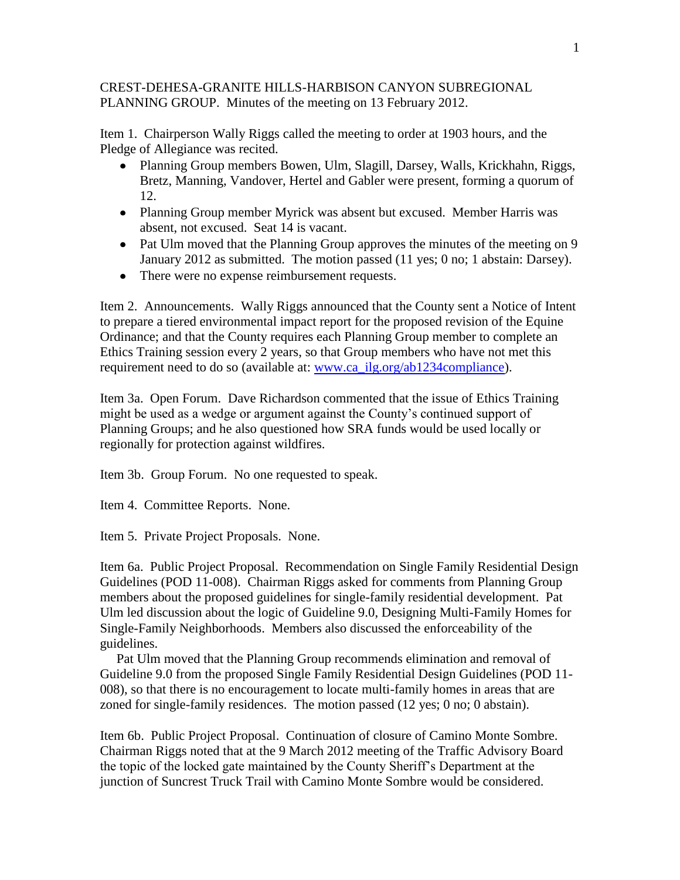CREST-DEHESA-GRANITE HILLS-HARBISON CANYON SUBREGIONAL PLANNING GROUP. Minutes of the meeting on 13 February 2012.

Item 1. Chairperson Wally Riggs called the meeting to order at 1903 hours, and the Pledge of Allegiance was recited.

- Planning Group members Bowen, Ulm, Slagill, Darsey, Walls, Krickhahn, Riggs, Bretz, Manning, Vandover, Hertel and Gabler were present, forming a quorum of 12.
- Planning Group member Myrick was absent but excused. Member Harris was absent, not excused. Seat 14 is vacant.
- Pat Ulm moved that the Planning Group approves the minutes of the meeting on 9 January 2012 as submitted. The motion passed (11 yes; 0 no; 1 abstain: Darsey).
- There were no expense reimbursement requests.

Item 2. Announcements. Wally Riggs announced that the County sent a Notice of Intent to prepare a tiered environmental impact report for the proposed revision of the Equine Ordinance; and that the County requires each Planning Group member to complete an Ethics Training session every 2 years, so that Group members who have not met this requirement need to do so (available at: www.ca_ilg.org/ab1234compliance).

Item 3a. Open Forum. Dave Richardson commented that the issue of Ethics Training might be used as a wedge or argument against the County's continued support of Planning Groups; and he also questioned how SRA funds would be used locally or regionally for protection against wildfires.

Item 3b. Group Forum. No one requested to speak.

Item 4. Committee Reports. None.

Item 5. Private Project Proposals. None.

Item 6a. Public Project Proposal. Recommendation on Single Family Residential Design Guidelines (POD 11-008). Chairman Riggs asked for comments from Planning Group members about the proposed guidelines for single-family residential development. Pat Ulm led discussion about the logic of Guideline 9.0, Designing Multi-Family Homes for Single-Family Neighborhoods. Members also discussed the enforceability of the guidelines.

Pat Ulm moved that the Planning Group recommends elimination and removal of Guideline 9.0 from the proposed Single Family Residential Design Guidelines (POD 11-008), so that there is no encouragement to locate multi-family homes in areas that are zoned for single-family residences. The motion passed (12 yes; 0 no; 0 abstain).

Item 6b. Public Project Proposal. Continuation of closure of Camino Monte Sombre. Chairman Riggs noted that at the 9 March 2012 meeting of the Traffic Advisory Board the topic of the locked gate maintained by the County Sheriff's Department at the junction of Suncrest Truck Trail with Camino Monte Sombre would be considered.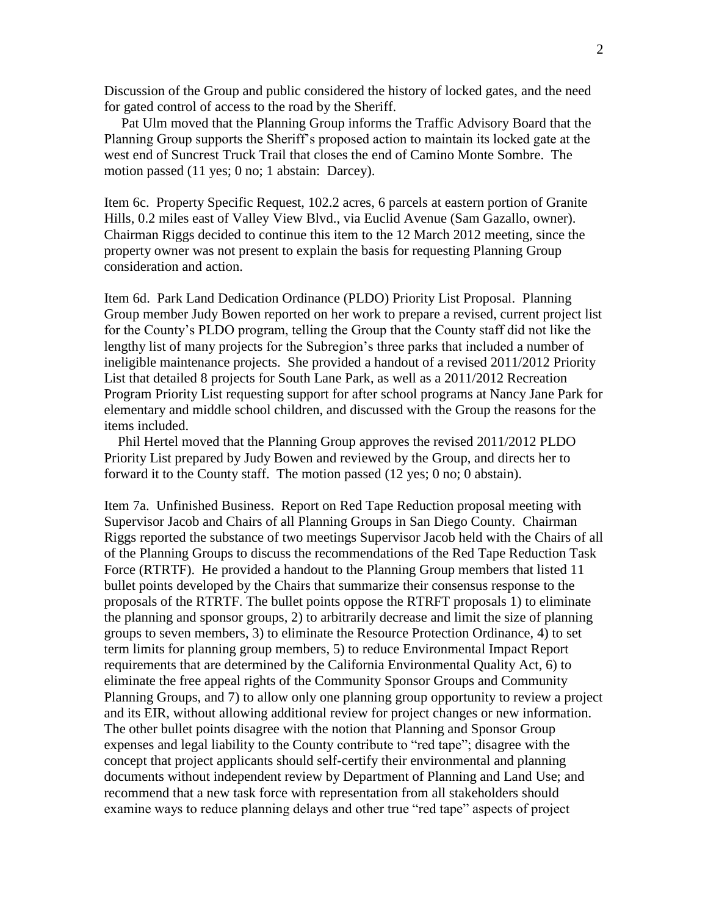Discussion of the Group and public considered the history of locked gates, and the need for gated control of access to the road by the Sheriff.

Pat Ulm moved that the Planning Group informs the Traffic Advisory Board that the Planning Group supports the Sheriff's proposed action to maintain its locked gate at the west end of Suncrest Truck Trail that closes the end of Camino Monte Sombre. The motion passed (11 yes; 0 no; 1 abstain: Darcey).

Item 6c. Property Specific Request, 102.2 acres, 6 parcels at eastern portion of Granite Hills, 0.2 miles east of Valley View Blvd., via Euclid Avenue (Sam Gazallo, owner). Chairman Riggs decided to continue this item to the 12 March 2012 meeting, since the property owner was not present to explain the basis for requesting Planning Group consideration and action.

Item 6d. Park Land Dedication Ordinance (PLDO) Priority List Proposal. Planning Group member Judy Bowen reported on her work to prepare a revised, current project list for the County's PLDO program, telling the Group that the County staff did not like the lengthy list of many projects for the Subregion's three parks that included a number of ineligible maintenance projects. She provided a handout of a revised 2011/2012 Priority List that detailed 8 projects for South Lane Park, as well as a 2011/2012 Recreation Program Priority List requesting support for after school programs at Nancy Jane Park for elementary and middle school children, and discussed with the Group the reasons for the items included.

Phil Hertel moved that the Planning Group approves the revised 2011/2012 PLDO Priority List prepared by Judy Bowen and reviewed by the Group, and directs her to forward it to the County staff. The motion passed (12 yes; 0 no; 0 abstain).

Item 7a. Unfinished Business. Report on Red Tape Reduction proposal meeting with Supervisor Jacob and Chairs of all Planning Groups in San Diego County. Chairman Riggs reported the substance of two meetings Supervisor Jacob held with the Chairs of all of the Planning Groups to discuss the recommendations of the Red Tape Reduction Task Force (RTRTF). He provided a handout to the Planning Group members that listed 11 bullet points developed by the Chairs that summarize their consensus response to the proposals of the RTRTF. The bullet points oppose the RTRFT proposals 1) to eliminate the planning and sponsor groups, 2) to arbitrarily decrease and limit the size of planning groups to seven members, 3) to eliminate the Resource Protection Ordinance, 4) to set term limits for planning group members, 5) to reduce Environmental Impact Report requirements that are determined by the California Environmental Quality Act, 6) to eliminate the free appeal rights of the Community Sponsor Groups and Community Planning Groups, and 7) to allow only one planning group opportunity to review a project and its EIR, without allowing additional review for project changes or new information. The other bullet points disagree with the notion that Planning and Sponsor Group expenses and legal liability to the County contribute to "red tape"; disagree with the concept that project applicants should self-certify their environmental and planning documents without independent review by Department of Planning and Land Use; and recommend that a new task force with representation from all stakeholders should examine ways to reduce planning delays and other true "red tape" aspects of project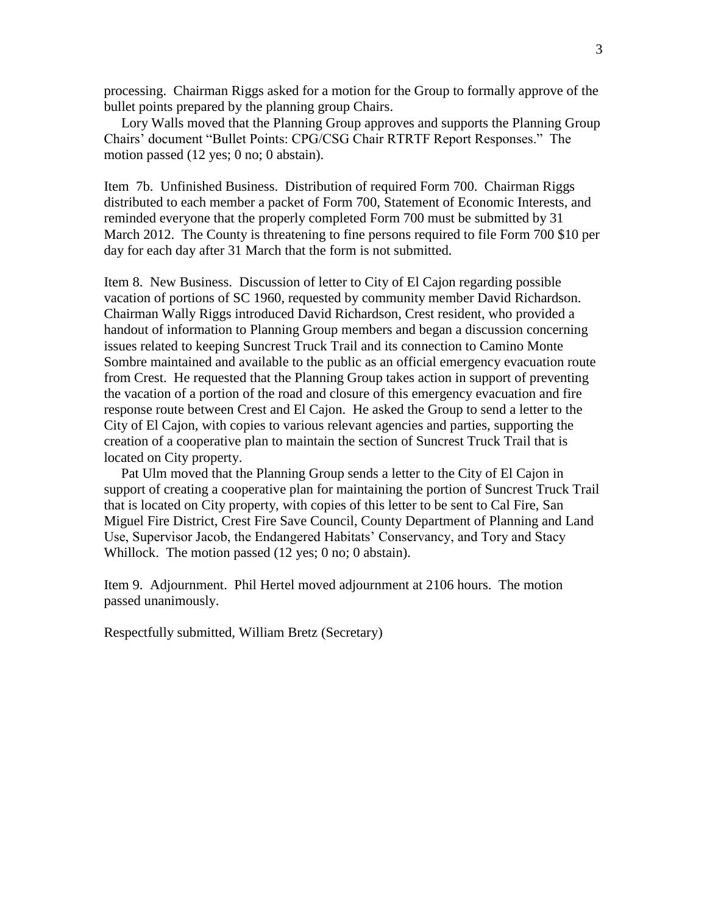processing. Chairman Riggs asked for a motion for the Group to formally approve of the bullet points prepared by the planning group Chairs.

Lory Walls moved that the Planning Group approves and supports the Planning Group Chairs' document "Bullet Points: CPG/CSG Chair RTRTF Report Responses." The motion passed (12 yes; 0 no; 0 abstain).

Item 7b. Unfinished Business. Distribution of required Form 700. Chairman Riggs distributed to each member a packet of Form 700, Statement of Economic Interests, and reminded everyone that the properly completed Form 700 must be submitted by 31 March 2012. The County is threatening to fine persons required to file Form 700 $10 per day for each day after 31 March that the form is not submitted.

Item 8. New Business. Discussion of letter to City of El Cajon regarding possible vacation of portions of SC 1960, requested by community member David Richardson. Chairman Wally Riggs introduced David Richardson, Crest resident, who provided a handout of information to Planning Group members and began a discussion concerning issues related to keeping Suncrest Truck Trail and its connection to Camino Monte Sombre maintained and available to the public as an official emergency evacuation route from Crest. He requested that the Planning Group takes action in support of preventing the vacation of a portion of the road and closure of this emergency evacuation and fire response route between Crest and El Cajon. He asked the Group to send a letter to the City of El Cajon, with copies to various relevant agencies and parties, supporting the creation of a cooperative plan to maintain the section of Suncrest Truck Trail that is located on City property.

Pat Ulm moved that the Planning Group sends a letter to the City of El Cajon in support of creating a cooperative plan for maintaining the portion of Suncrest Truck Trail that is located on City property, with copies of this letter to be sent to Cal Fire, San Miguel Fire District, Crest Fire Save Council, County Department of Planning and Land Use, Supervisor Jacob, the Endangered Habitats' Conservancy, and Tory and Stacy Whillock. The motion passed (12 yes; 0 no; 0 abstain).

Item 9. Adjournment. Phil Hertel moved adjournment at 2106 hours. The motion passed unanimously.

Respectfully submitted, William Bretz (Secretary)